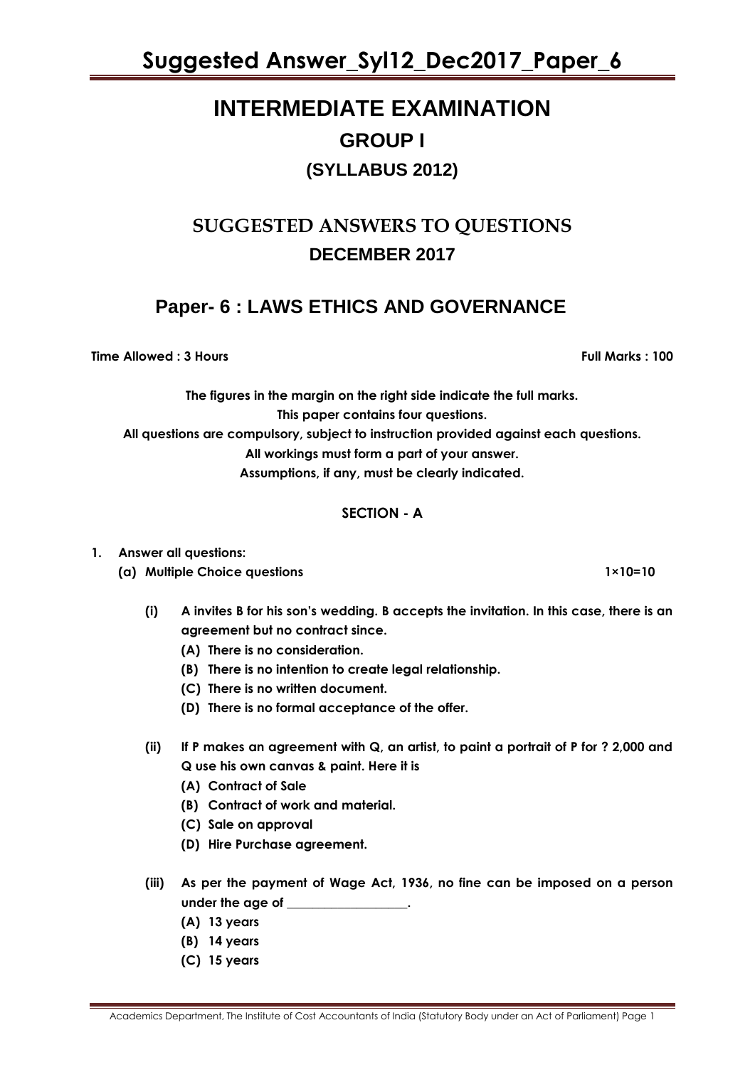# INTERMEDIATE EXAMINATION

## GROUP I

### (SYLLABUS 2012)

## SUGGESTED ANSWERS TO QUESTIONS

### DECEMBER 2017

## Paper- 6 : LAWS ETHICS AND GOVERNANCE

**Time Allowed : 3 Hours** **Full Marks : 100**

**The figures in the margin on the right side indicate the full marks.**
**This paper contains four questions.**
**All questions are compulsory, subject to instruction provided against each questions.**
**All workings must form a part of your answer.**
**Assumptions, if any, must be clearly indicated.**

**SECTION - A**

**1. Answer all questions:**

**(a) Multiple Choice questions** **1×10=10**

**(i) A invites B for his son's wedding. B accepts the invitation. In this case, there is an agreement but no contract since.**

**(A) There is no consideration.**
**(B) There is no intention to create legal relationship.**
**(C) There is no written document.**
**(D) There is no formal acceptance of the offer.**

**(ii) If P makes an agreement with Q, an artist, to paint a portrait of P for ? 2,000 and Q use his own canvas & paint. Here it is**

**(A) Contract of Sale**
**(B) Contract of work and material.**
**(C) Sale on approval**
**(D) Hire Purchase agreement.**

**(iii) As per the payment of Wage Act, 1936, no fine can be imposed on a person under the age of \_\_\_\_\_\_\_\_\_\_\_\_\_\_\_\_\_\_.**

**(A) 13 years**
**(B) 14 years**
**(C) 15 years**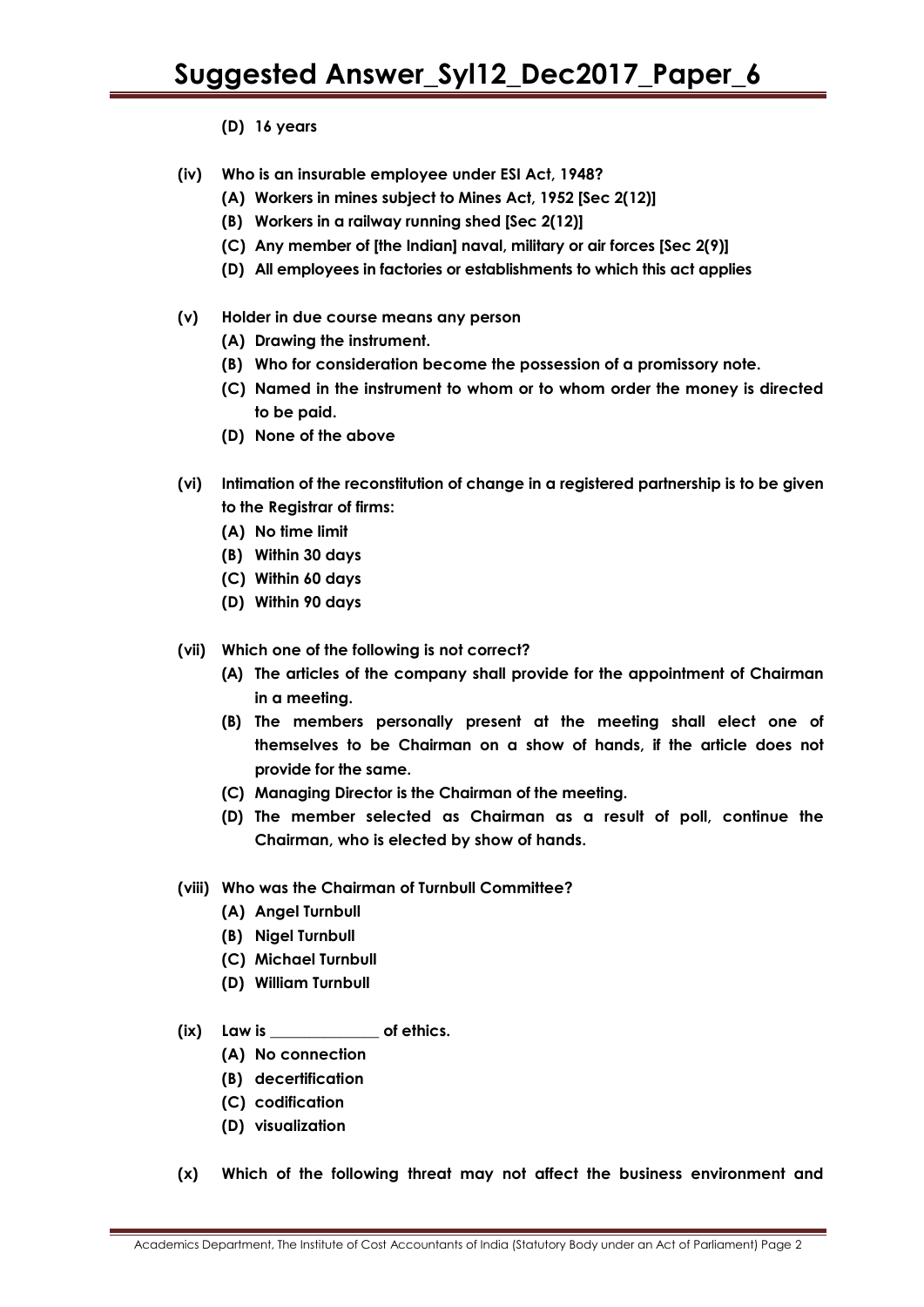**(D) 16 years**

**(iv) Who is an insurable employee under ESI Act, 1948?**

**(A) Workers in mines subject to Mines Act, 1952 [Sec 2(12)]**

**(B) Workers in a railway running shed [Sec 2(12)]**

**(C) Any member of [the Indian] naval, military or air forces [Sec 2(9)]**

**(D) All employees in factories or establishments to which this act applies**

**(v) Holder in due course means any person**

**(A) Drawing the instrument.**

**(B) Who for consideration become the possession of a promissory note.**

**(C) Named in the instrument to whom or to whom order the money is directed to be paid.**

**(D) None of the above**

**(vi) Intimation of the reconstitution of change in a registered partnership is to be given to the Registrar of firms:**

**(A) No time limit**

**(B) Within 30 days**

**(C) Within 60 days**

**(D) Within 90 days**

**(vii) Which one of the following is not correct?**

**(A) The articles of the company shall provide for the appointment of Chairman in a meeting.**

**(B) The members personally present at the meeting shall elect one of themselves to be Chairman on a show of hands, if the article does not provide for the same.**

**(C) Managing Director is the Chairman of the meeting.**

**(D) The member selected as Chairman as a result of poll, continue the Chairman, who is elected by show of hands.**

**(viii) Who was the Chairman of Turnbull Committee?**

**(A) Angel Turnbull**

**(B) Nigel Turnbull**

**(C) Michael Turnbull**

**(D) William Turnbull**

**(ix) Law is ______________ of ethics.**

**(A) No connection**

**(B) decertification**

**(C) codification**

**(D) visualization**

**(x) Which of the following threat may not affect the business environment and**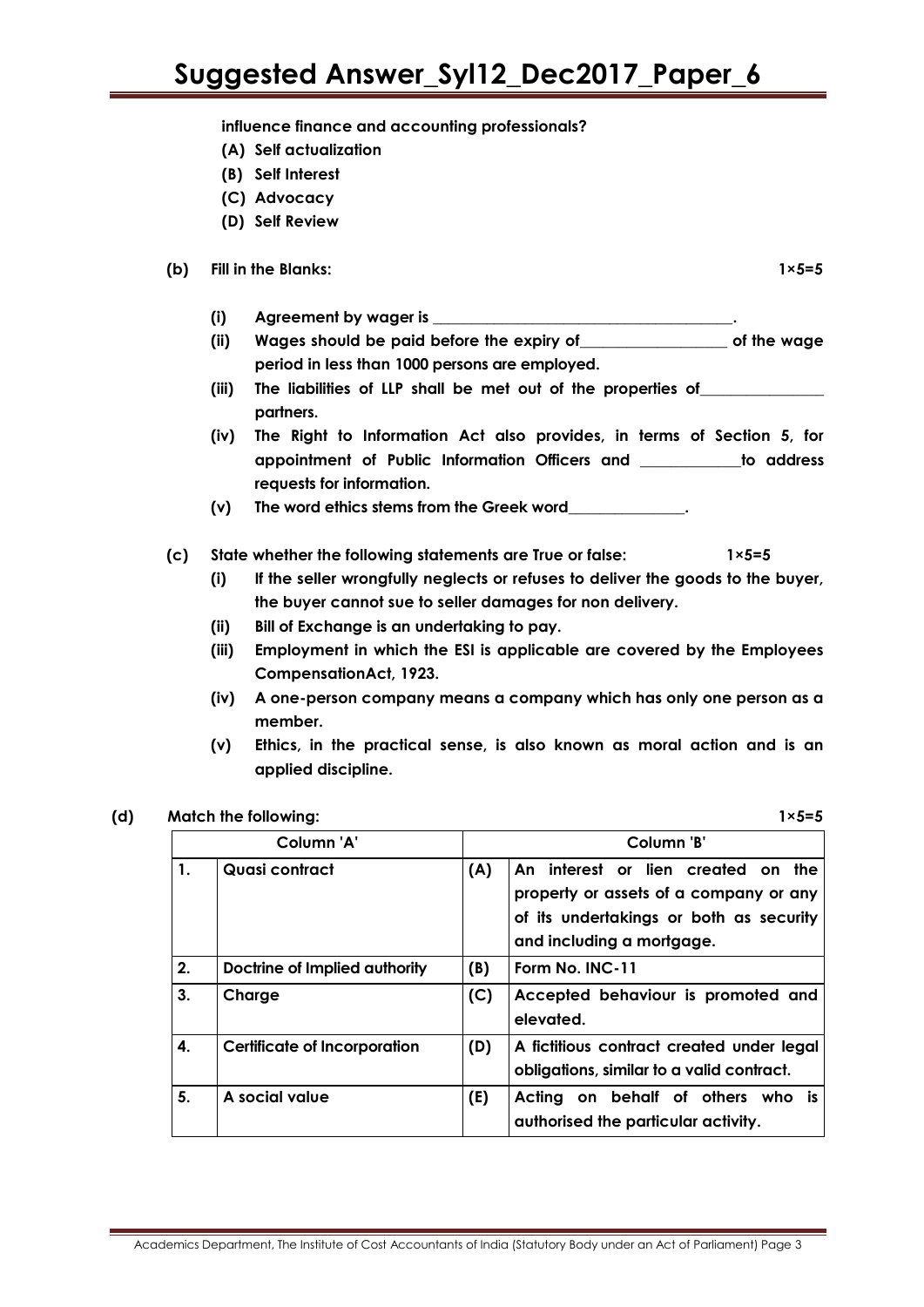**influence finance and accounting professionals?**

**(A) Self actualization**

**(B) Self Interest**

**(C) Advocacy**

**(D) Self Review**

**(b) Fill in the Blanks: 1×5=5**

**(i) Agreement by wager is \_\_\_\_\_\_\_\_\_\_\_\_\_\_\_\_\_\_\_\_\_\_\_\_\_\_\_\_\_\_\_\_\_\_\_\_\_\_.**

**(ii) Wages should be paid before the expiry of\_\_\_\_\_\_\_\_\_\_\_\_\_\_\_\_\_\_ of the wage period in less than 1000 persons are employed.**

**(iii) The liabilities of LLP shall be met out of the properties of\_\_\_\_\_\_\_\_\_\_\_\_\_\_\_ partners.**

**(iv) The Right to Information Act also provides, in terms of Section 5, for appointment of Public Information Officers and \_\_\_\_\_\_\_\_\_\_\_\_\_to address requests for information.**

**(v) The word ethics stems from the Greek word\_\_\_\_\_\_\_\_\_\_\_\_\_\_\_.**

**(c) State whether the following statements are True or false: 1×5=5**

**(i) If the seller wrongfully neglects or refuses to deliver the goods to the buyer, the buyer cannot sue to seller damages for non delivery.**

**(ii) Bill of Exchange is an undertaking to pay.**

**(iii) Employment in which the ESI is applicable are covered by the Employees CompensationAct, 1923.**

**(iv) A one-person company means a company which has only one person as a member.**

**(v) Ethics, in the practical sense, is also known as moral action and is an applied discipline.**

**(d) Match the following: 1×5=5**

| Column 'A' | | Column 'B' | |
|---|---|---|---|
| **1.** | **Quasi contract** | **(A)** | **An interest or lien created on the property or assets of a company or any of its undertakings or both as security and including a mortgage.** |
| **2.** | **Doctrine of Implied authority** | **(B)** | **Form No. INC-11** |
| **3.** | **Charge** | **(C)** | **Accepted behaviour is promoted and elevated.** |
| **4.** | **Certificate of Incorporation** | **(D)** | **A fictitious contract created under legal obligations, similar to a valid contract.** |
| **5.** | **A social value** | **(E)** | **Acting on behalf of others who is authorised the particular activity.** |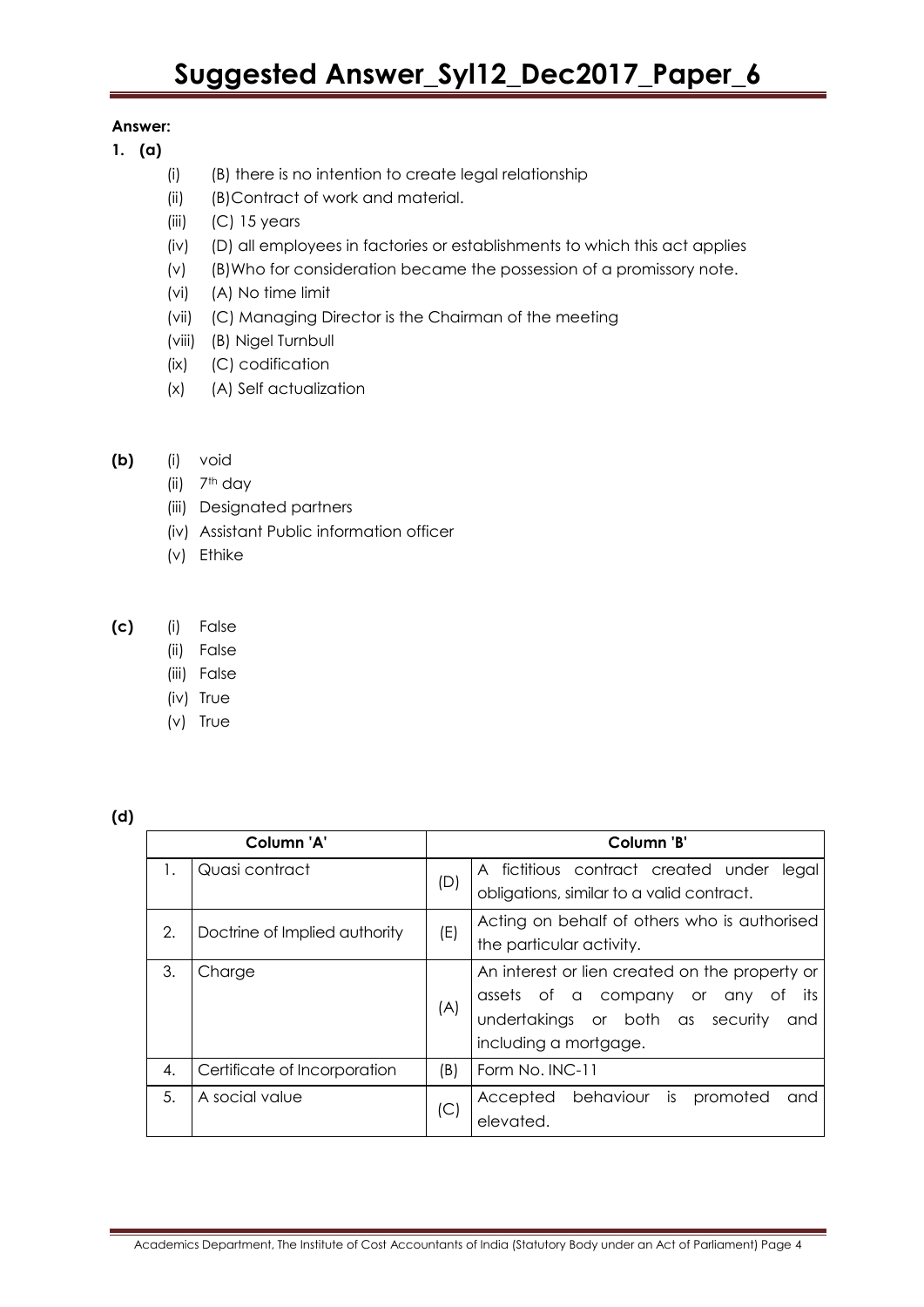**Answer:**

**1. (a)**

(i) (B) there is no intention to create legal relationship

(ii) (B)Contract of work and material.

(iii) (C) 15 years

(iv) (D) all employees in factories or establishments to which this act applies

(v) (B)Who for consideration became the possession of a promissory note.

(vi) (A) No time limit

(vii) (C) Managing Director is the Chairman of the meeting

(viii) (B) Nigel Turnbull

(ix) (C) codification

(x) (A) Self actualization

**(b)** (i) void

(ii) 7th day

(iii) Designated partners

(iv) Assistant Public information officer

(v) Ethike

**(c)** (i) False

(ii) False

(iii) False

(iv) True

(v) True

**(d)**

| | Column 'A' | | Column 'B' |
|---|---|---|---|
| 1. | Quasi contract | (D) | A fictitious contract created under legal obligations, similar to a valid contract. |
| 2. | Doctrine of Implied authority | (E) | Acting on behalf of others who is authorised the particular activity. |
| 3. | Charge | (A) | An interest or lien created on the property or assets of a company or any of its undertakings or both as security and including a mortgage. |
| 4. | Certificate of Incorporation | (B) | Form No. INC-11 |
| 5. | A social value | (C) | Accepted behaviour is promoted and elevated. |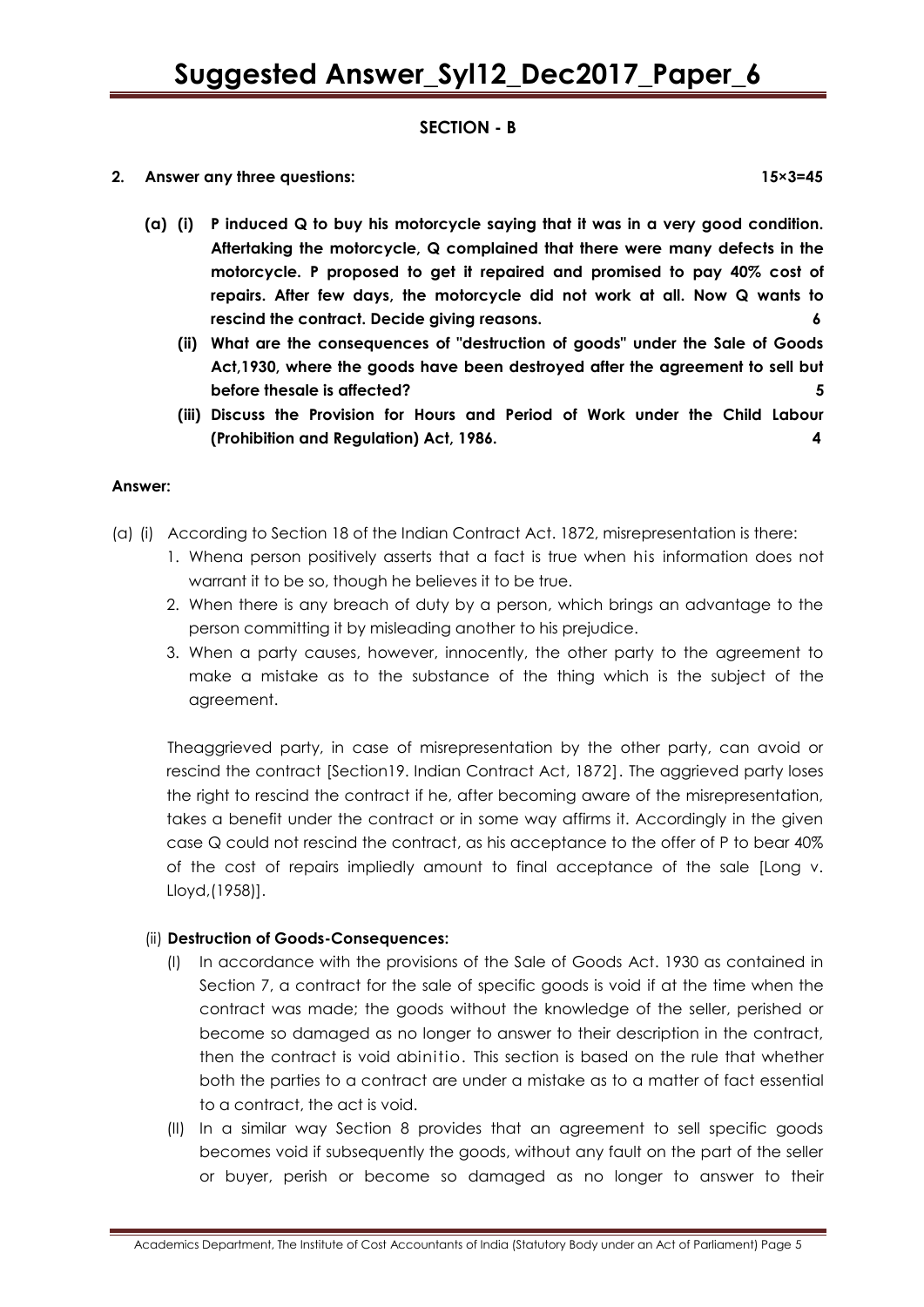## SECTION - B

**2. Answer any three questions: 15×3=45**

**(a) (i) P induced Q to buy his motorcycle saying that it was in a very good condition. Aftertaking the motorcycle, Q complained that there were many defects in the motorcycle. P proposed to get it repaired and promised to pay 40% cost of repairs. After few days, the motorcycle did not work at all. Now Q wants to rescind the contract. Decide giving reasons. 6**

**(ii) What are the consequences of "destruction of goods" under the Sale of Goods Act,1930, where the goods have been destroyed after the agreement to sell but before thesale is affected? 5**

**(iii) Discuss the Provision for Hours and Period of Work under the Child Labour (Prohibition and Regulation) Act, 1986. 4**

**Answer:**

(a) (i) According to Section 18 of the Indian Contract Act. 1872, misrepresentation is there:

1. Whena person positively asserts that a fact is true when his information does not warrant it to be so, though he believes it to be true.
2. When there is any breach of duty by a person, which brings an advantage to the person committing it by misleading another to his prejudice.
3. When a party causes, however, innocently, the other party to the agreement to make a mistake as to the substance of the thing which is the subject of the agreement.

Theaggrieved party, in case of misrepresentation by the other party, can avoid or rescind the contract [Section19. Indian Contract Act, 1872]. The aggrieved party loses the right to rescind the contract if he, after becoming aware of the misrepresentation, takes a benefit under the contract or in some way affirms it. Accordingly in the given case Q could not rescind the contract, as his acceptance to the offer of P to bear 40% of the cost of repairs impliedly amount to final acceptance of the sale [Long v. Lloyd,(1958)].

(ii) **Destruction of Goods-Consequences:**

(I) In accordance with the provisions of the Sale of Goods Act. 1930 as contained in Section 7, a contract for the sale of specific goods is void if at the time when the contract was made; the goods without the knowledge of the seller, perished or become so damaged as no longer to answer to their description in the contract, then the contract is void abinitio. This section is based on the rule that whether both the parties to a contract are under a mistake as to a matter of fact essential to a contract, the act is void.

(II) In a similar way Section 8 provides that an agreement to sell specific goods becomes void if subsequently the goods, without any fault on the part of the seller or buyer, perish or become so damaged as no longer to answer to their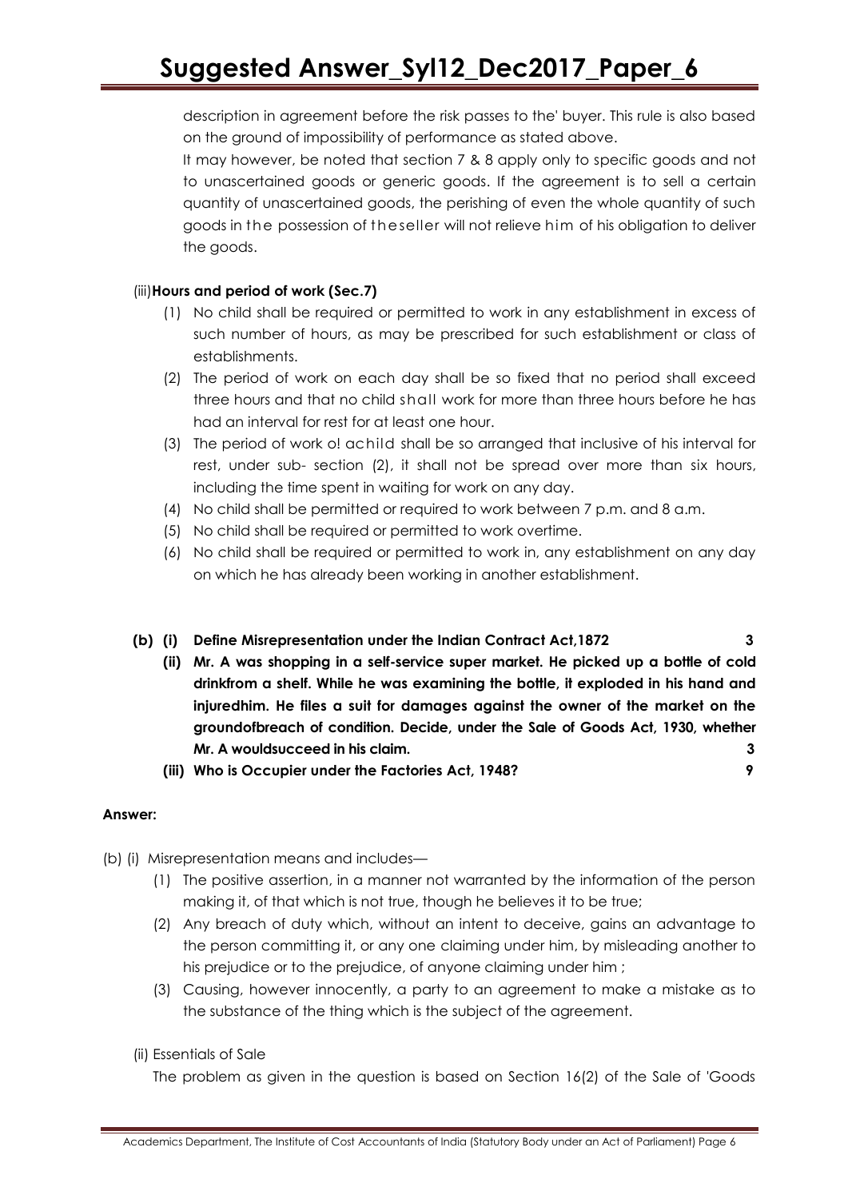description in agreement before the risk passes to the' buyer. This rule is also based on the ground of impossibility of performance as stated above.

It may however, be noted that section 7 & 8 apply only to specific goods and not to unascertained goods or generic goods. If the agreement is to sell a certain quantity of unascertained goods, the perishing of even the whole quantity of such goods in the possession of theseller will not relieve him of his obligation to deliver the goods.

(iii) **Hours and period of work (Sec.7)**

(1) No child shall be required or permitted to work in any establishment in excess of such number of hours, as may be prescribed for such establishment or class of establishments.

(2) The period of work on each day shall be so fixed that no period shall exceed three hours and that no child shall work for more than three hours before he has had an interval for rest for at least one hour.

(3) The period of work o! achild shall be so arranged that inclusive of his interval for rest, under sub- section (2), it shall not be spread over more than six hours, including the time spent in waiting for work on any day.

(4) No child shall be permitted or required to work between 7 p.m. and 8 a.m.

(5) No child shall be required or permitted to work overtime.

(6) No child shall be required or permitted to work in, any establishment on any day on which he has already been working in another establishment.

**(b) (i) Define Misrepresentation under the Indian Contract Act,1872** **3**

**(ii) Mr. A was shopping in a self-service super market. He picked up a bottle of cold drinkfrom a shelf. While he was examining the bottle, it exploded in his hand and injuredhim. He files a suit for damages against the owner of the market on the groundofbreach of condition. Decide, under the Sale of Goods Act, 1930, whether Mr. A wouldsucceed in his claim.** **3**

**(iii) Who is Occupier under the Factories Act, 1948?** **9**

**Answer:**

(b) (i) Misrepresentation means and includes—

(1) The positive assertion, in a manner not warranted by the information of the person making it, of that which is not true, though he believes it to be true;

(2) Any breach of duty which, without an intent to deceive, gains an advantage to the person committing it, or any one claiming under him, by misleading another to his prejudice or to the prejudice, of anyone claiming under him ;

(3) Causing, however innocently, a party to an agreement to make a mistake as to the substance of the thing which is the subject of the agreement.

(ii) Essentials of Sale

The problem as given in the question is based on Section 16(2) of the Sale of 'Goods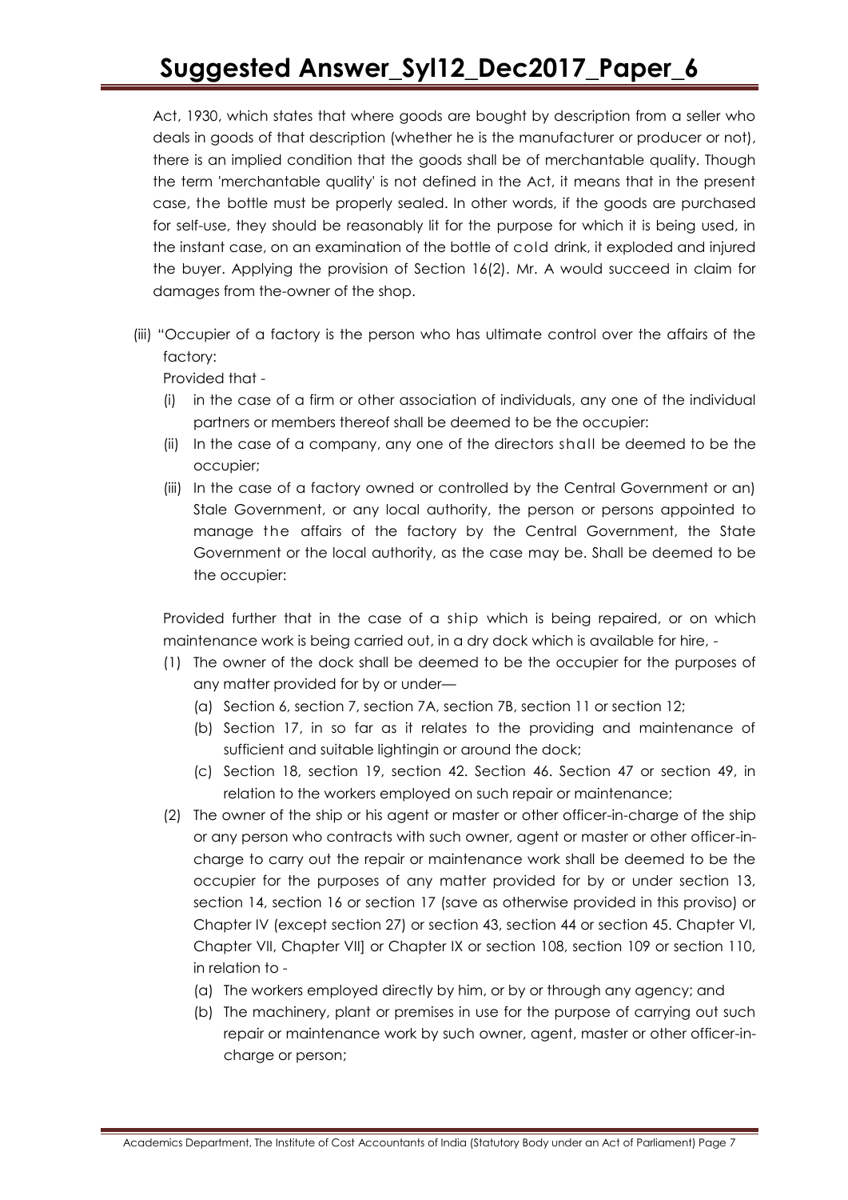Act, 1930, which states that where goods are bought by description from a seller who deals in goods of that description (whether he is the manufacturer or producer or not), there is an implied condition that the goods shall be of merchantable quality. Though the term 'merchantable quality' is not defined in the Act, it means that in the present case, the bottle must be properly sealed. In other words, if the goods are purchased for self-use, they should be reasonably lit for the purpose for which it is being used, in the instant case, on an examination of the bottle of cold drink, it exploded and injured the buyer. Applying the provision of Section 16(2). Mr. A would succeed in claim for damages from the-owner of the shop.

(iii) "Occupier of a factory is the person who has ultimate control over the affairs of the factory:

Provided that -

   (i) in the case of a firm or other association of individuals, any one of the individual partners or members thereof shall be deemed to be the occupier:
   (ii) In the case of a company, any one of the directors shall be deemed to be the occupier;
   (iii) In the case of a factory owned or controlled by the Central Government or an) Stale Government, or any local authority, the person or persons appointed to manage the affairs of the factory by the Central Government, the State Government or the local authority, as the case may be. Shall be deemed to be the occupier:

Provided further that in the case of a ship which is being repaired, or on which maintenance work is being carried out, in a dry dock which is available for hire, -

   (1) The owner of the dock shall be deemed to be the occupier for the purposes of any matter provided for by or under—
      (a) Section 6, section 7, section 7A, section 7B, section 11 or section 12;
      (b) Section 17, in so far as it relates to the providing and maintenance of sufficient and suitable lightingin or around the dock;
      (c) Section 18, section 19, section 42. Section 46. Section 47 or section 49, in relation to the workers employed on such repair or maintenance;
   (2) The owner of the ship or his agent or master or other officer-in-charge of the ship or any person who contracts with such owner, agent or master or other officer-in-charge to carry out the repair or maintenance work shall be deemed to be the occupier for the purposes of any matter provided for by or under section 13, section 14, section 16 or section 17 (save as otherwise provided in this proviso) or Chapter IV (except section 27) or section 43, section 44 or section 45. Chapter VI, Chapter VII, Chapter VII] or Chapter IX or section 108, section 109 or section 110, in relation to -
      (a) The workers employed directly by him, or by or through any agency; and
      (b) The machinery, plant or premises in use for the purpose of carrying out such repair or maintenance work by such owner, agent, master or other officer-in-charge or person;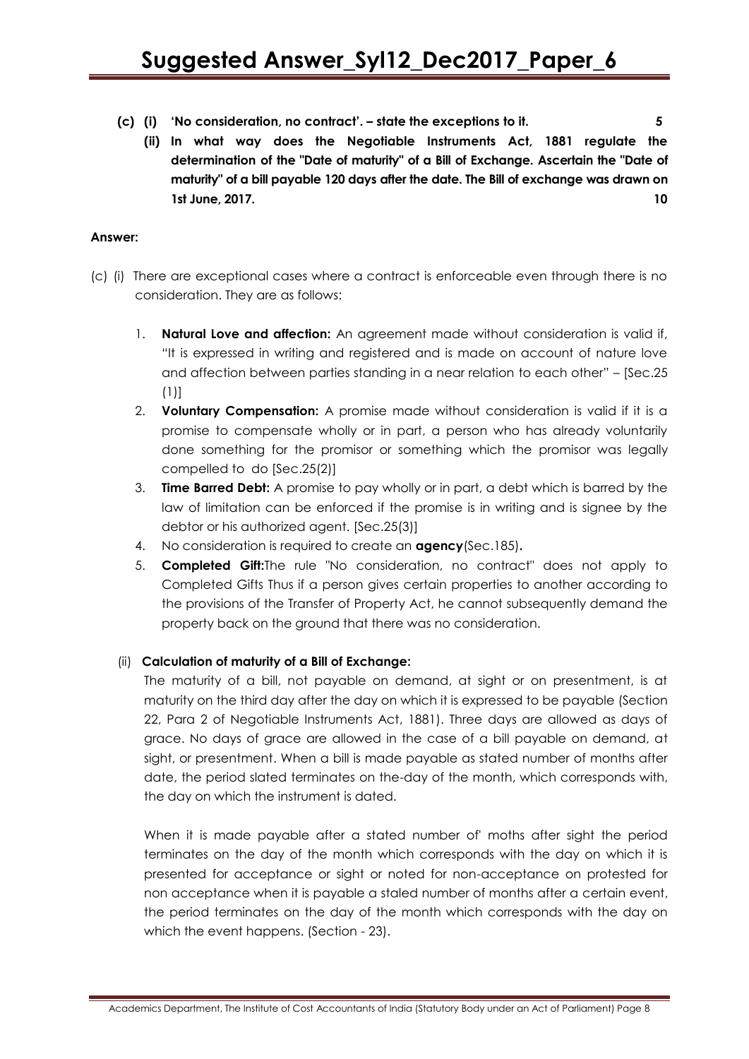**(c) (i) 'No consideration, no contract'. – state the exceptions to it. 5**

**(ii) In what way does the Negotiable Instruments Act, 1881 regulate the determination of the "Date of maturity" of a Bill of Exchange. Ascertain the "Date of maturity" of a bill payable 120 days after the date. The Bill of exchange was drawn on 1st June, 2017. 10**

**Answer:**

(c) (i) There are exceptional cases where a contract is enforceable even through there is no consideration. They are as follows:

1. **Natural Love and affection:** An agreement made without consideration is valid if, "It is expressed in writing and registered and is made on account of nature love and affection between parties standing in a near relation to each other" – [Sec.25 (1)]
2. **Voluntary Compensation:** A promise made without consideration is valid if it is a promise to compensate wholly or in part, a person who has already voluntarily done something for the promisor or something which the promisor was legally compelled to do [Sec.25(2)]
3. **Time Barred Debt:** A promise to pay wholly or in part, a debt which is barred by the law of limitation can be enforced if the promise is in writing and is signee by the debtor or his authorized agent. [Sec.25(3)]
4. No consideration is required to create an **agency**(Sec.185)**.**
5. **Completed Gift:**The rule "No consideration, no contract" does not apply to Completed Gifts Thus if a person gives certain properties to another according to the provisions of the Transfer of Property Act, he cannot subsequently demand the property back on the ground that there was no consideration.

(ii) **Calculation of maturity of a Bill of Exchange:**

The maturity of a bill, not payable on demand, at sight or on presentment, is at maturity on the third day after the day on which it is expressed to be payable (Section 22, Para 2 of Negotiable Instruments Act, 1881). Three days are allowed as days of grace. No days of grace are allowed in the case of a bill payable on demand, at sight, or presentment. When a bill is made payable as stated number of months after date, the period slated terminates on the-day of the month, which corresponds with, the day on which the instrument is dated.

When it is made payable after a stated number of' moths after sight the period terminates on the day of the month which corresponds with the day on which it is presented for acceptance or sight or noted for non-acceptance on protested for non acceptance when it is payable a staled number of months after a certain event, the period terminates on the day of the month which corresponds with the day on which the event happens. (Section - 23).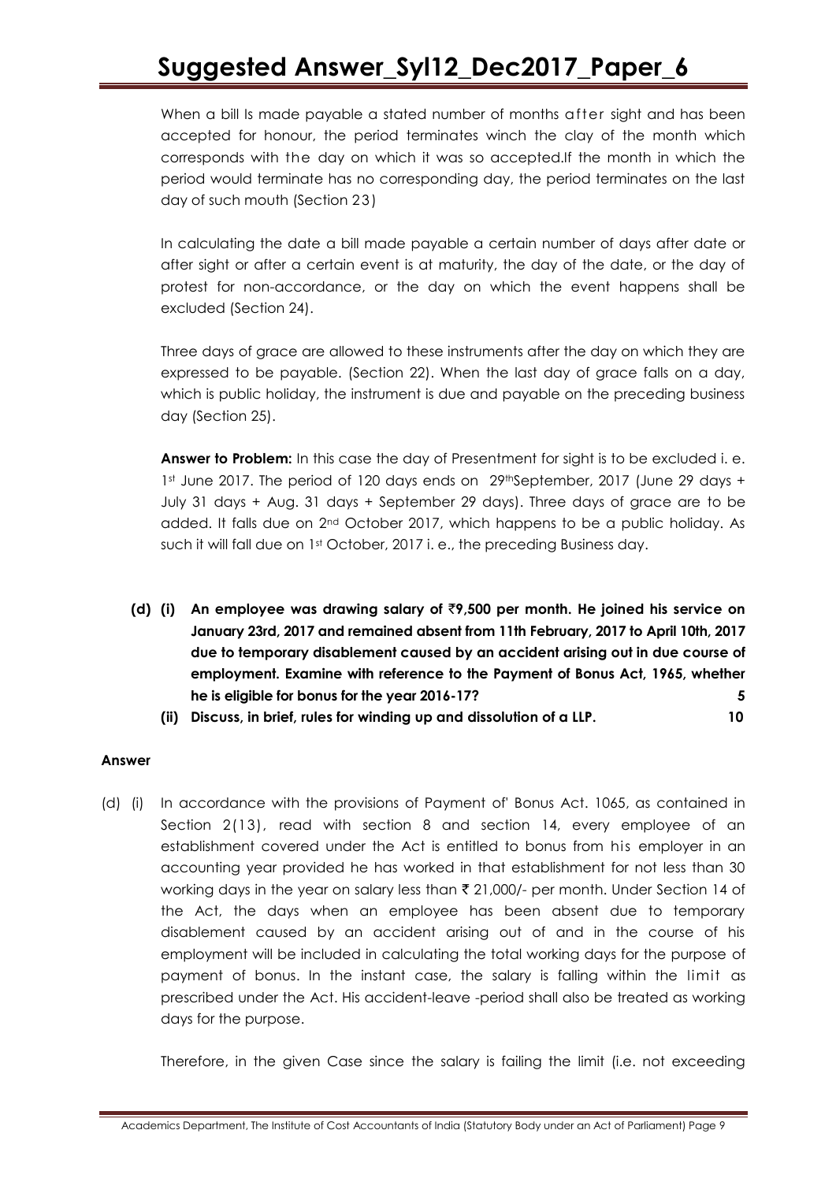When a bill Is made payable a stated number of months after sight and has been accepted for honour, the period terminates winch the clay of the month which corresponds with the day on which it was so accepted.If the month in which the period would terminate has no corresponding day, the period terminates on the last day of such mouth (Section 23)

In calculating the date a bill made payable a certain number of days after date or after sight or after a certain event is at maturity, the day of the date, or the day of protest for non-accordance, or the day on which the event happens shall be excluded (Section 24).

Three days of grace are allowed to these instruments after the day on which they are expressed to be payable. (Section 22). When the last day of grace falls on a day, which is public holiday, the instrument is due and payable on the preceding business day (Section 25).

**Answer to Problem:** In this case the day of Presentment for sight is to be excluded i. e. 1st June 2017. The period of 120 days ends on 29thSeptember, 2017 (June 29 days + July 31 days + Aug. 31 days + September 29 days). Three days of grace are to be added. It falls due on 2nd October 2017, which happens to be a public holiday. As such it will fall due on 1st October, 2017 i. e., the preceding Business day.

**(d) (i) An employee was drawing salary of ₹9,500 per month. He joined his service on January 23rd, 2017 and remained absent from 11th February, 2017 to April 10th, 2017 due to temporary disablement caused by an accident arising out in due course of employment. Examine with reference to the Payment of Bonus Act, 1965, whether he is eligible for bonus for the year 2016-17? 5**

**(ii) Discuss, in brief, rules for winding up and dissolution of a LLP. 10**

**Answer**

(d) (i) In accordance with the provisions of Payment of' Bonus Act. 1065, as contained in Section 2(13), read with section 8 and section 14, every employee of an establishment covered under the Act is entitled to bonus from his employer in an accounting year provided he has worked in that establishment for not less than 30 working days in the year on salary less than ₹ 21,000/- per month. Under Section 14 of the Act, the days when an employee has been absent due to temporary disablement caused by an accident arising out of and in the course of his employment will be included in calculating the total working days for the purpose of payment of bonus. In the instant case, the salary is falling within the limit as prescribed under the Act. His accident-leave -period shall also be treated as working days for the purpose.

Therefore, in the given Case since the salary is failing the limit (i.e. not exceeding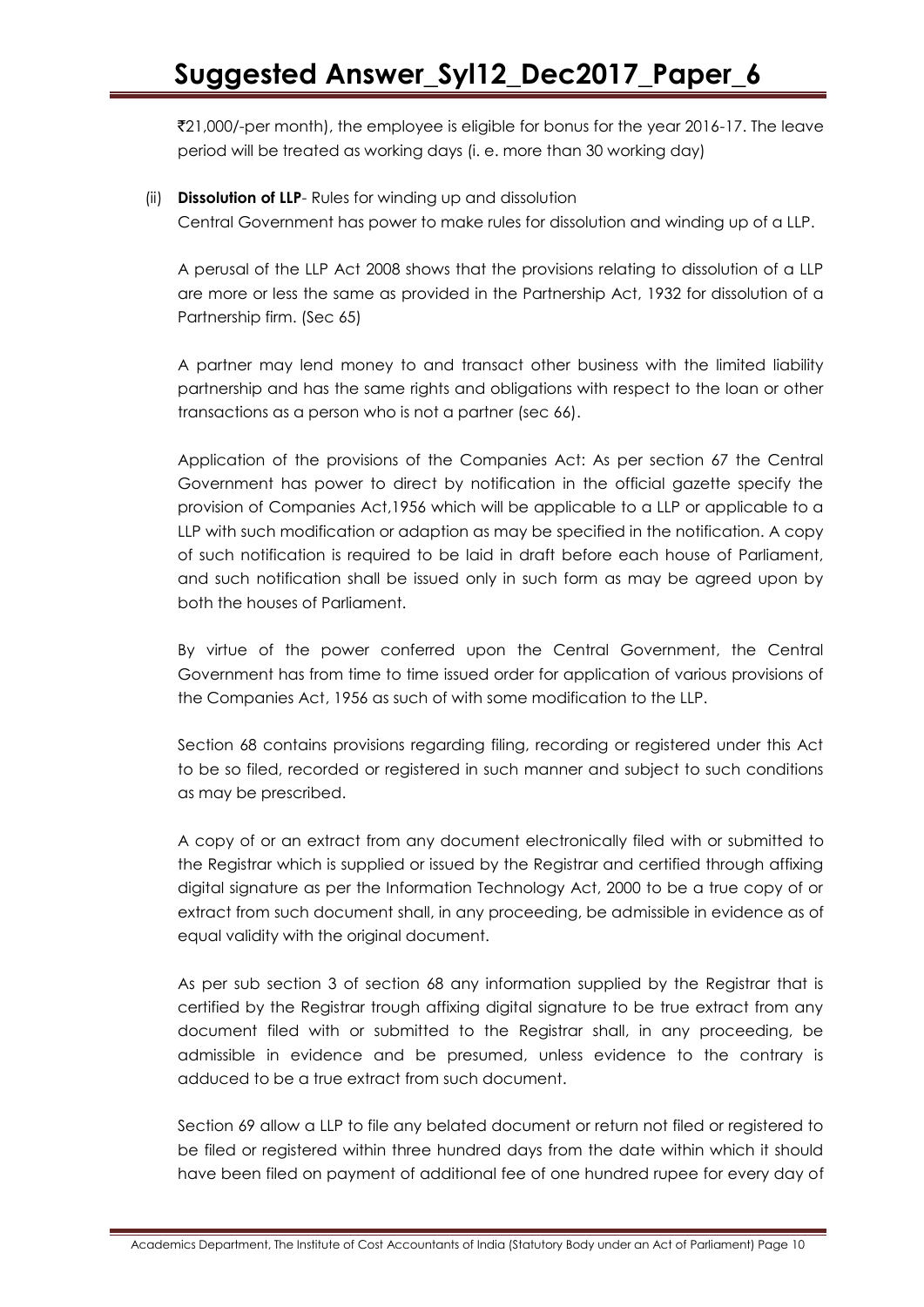₹21,000/-per month), the employee is eligible for bonus for the year 2016-17. The leave period will be treated as working days (i. e. more than 30 working day)

(ii) **Dissolution of LLP**- Rules for winding up and dissolution

Central Government has power to make rules for dissolution and winding up of a LLP.

A perusal of the LLP Act 2008 shows that the provisions relating to dissolution of a LLP are more or less the same as provided in the Partnership Act, 1932 for dissolution of a Partnership firm. (Sec 65)

A partner may lend money to and transact other business with the limited liability partnership and has the same rights and obligations with respect to the loan or other transactions as a person who is not a partner (sec 66).

Application of the provisions of the Companies Act: As per section 67 the Central Government has power to direct by notification in the official gazette specify the provision of Companies Act,1956 which will be applicable to a LLP or applicable to a LLP with such modification or adaption as may be specified in the notification. A copy of such notification is required to be laid in draft before each house of Parliament, and such notification shall be issued only in such form as may be agreed upon by both the houses of Parliament.

By virtue of the power conferred upon the Central Government, the Central Government has from time to time issued order for application of various provisions of the Companies Act, 1956 as such of with some modification to the LLP.

Section 68 contains provisions regarding filing, recording or registered under this Act to be so filed, recorded or registered in such manner and subject to such conditions as may be prescribed.

A copy of or an extract from any document electronically filed with or submitted to the Registrar which is supplied or issued by the Registrar and certified through affixing digital signature as per the Information Technology Act, 2000 to be a true copy of or extract from such document shall, in any proceeding, be admissible in evidence as of equal validity with the original document.

As per sub section 3 of section 68 any information supplied by the Registrar that is certified by the Registrar trough affixing digital signature to be true extract from any document filed with or submitted to the Registrar shall, in any proceeding, be admissible in evidence and be presumed, unless evidence to the contrary is adduced to be a true extract from such document.

Section 69 allow a LLP to file any belated document or return not filed or registered to be filed or registered within three hundred days from the date within which it should have been filed on payment of additional fee of one hundred rupee for every day of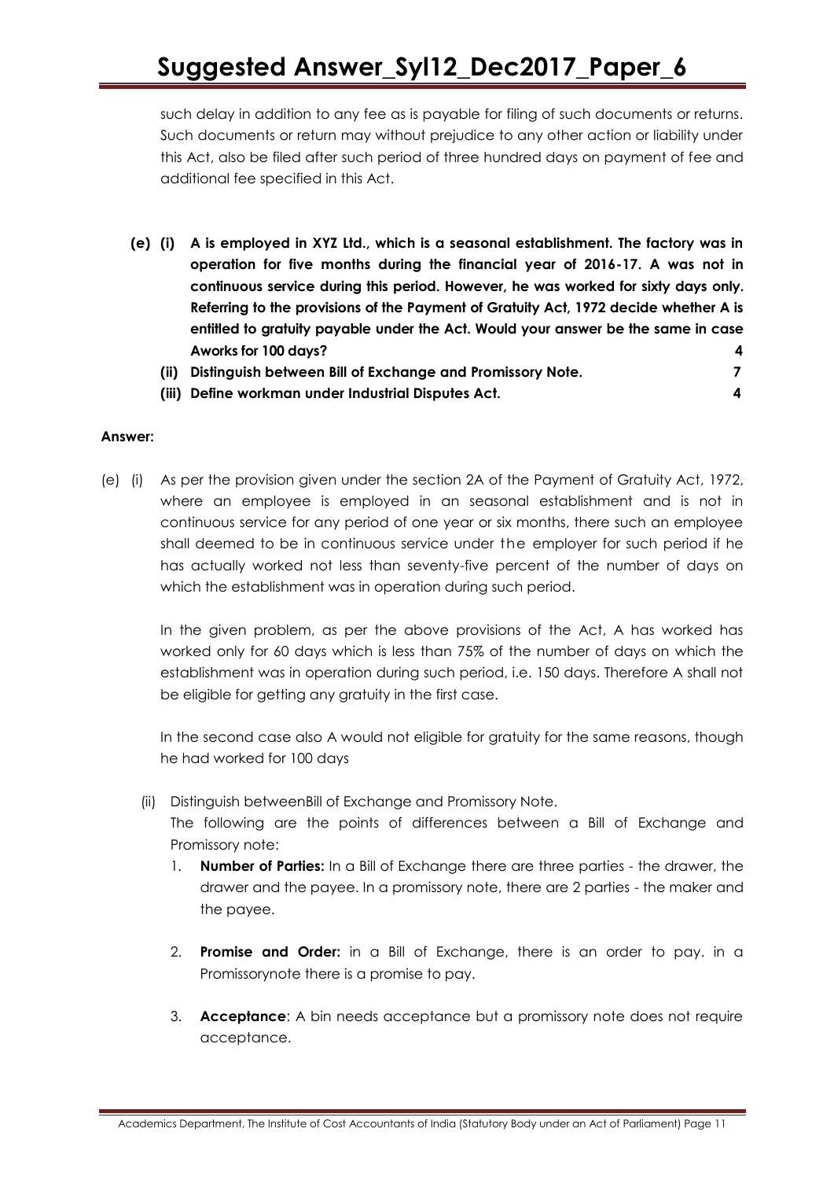such delay in addition to any fee as is payable for filing of such documents or returns. Such documents or return may without prejudice to any other action or liability under this Act, also be filed after such period of three hundred days on payment of fee and additional fee specified in this Act.

**(e) (i) A is employed in XYZ Ltd., which is a seasonal establishment. The factory was in operation for five months during the financial year of 2016-17. A was not in continuous service during this period. However, he was worked for sixty days only. Referring to the provisions of the Payment of Gratuity Act, 1972 decide whether A is entitled to gratuity payable under the Act. Would your answer be the same in case Aworks for 100 days? 4**

**(ii) Distinguish between Bill of Exchange and Promissory Note. 7**

**(iii) Define workman under Industrial Disputes Act. 4**

**Answer:**

(e) (i) As per the provision given under the section 2A of the Payment of Gratuity Act, 1972, where an employee is employed in an seasonal establishment and is not in continuous service for any period of one year or six months, there such an employee shall deemed to be in continuous service under the employer for such period if he has actually worked not less than seventy-five percent of the number of days on which the establishment was in operation during such period.

In the given problem, as per the above provisions of the Act, A has worked has worked only for 60 days which is less than 75% of the number of days on which the establishment was in operation during such period, i.e. 150 days. Therefore A shall not be eligible for getting any gratuity in the first case.

In the second case also A would not eligible for gratuity for the same reasons, though he had worked for 100 days

(ii) Distinguish betweenBill of Exchange and Promissory Note.

The following are the points of differences between a Bill of Exchange and Promissory note:

1. **Number of Parties:** In a Bill of Exchange there are three parties - the drawer, the drawer and the payee. In a promissory note, there are 2 parties - the maker and the payee.

2. **Promise and Order:** in a Bill of Exchange, there is an order to pay. in a Promissorynote there is a promise to pay.

3. **Acceptance**: A bin needs acceptance but a promissory note does not require acceptance.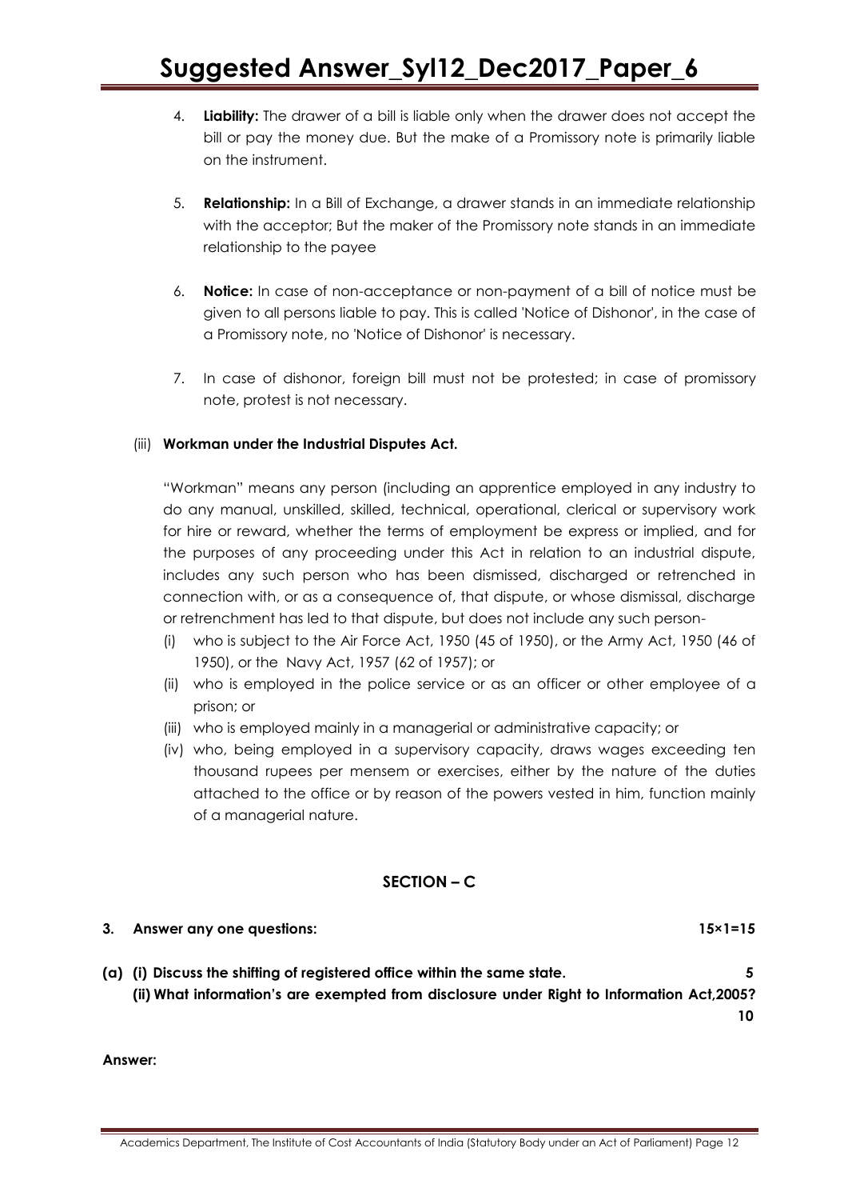4. **Liability:** The drawer of a bill is liable only when the drawer does not accept the bill or pay the money due. But the make of a Promissory note is primarily liable on the instrument.

5. **Relationship:** In a Bill of Exchange, a drawer stands in an immediate relationship with the acceptor; But the maker of the Promissory note stands in an immediate relationship to the payee

6. **Notice:** In case of non-acceptance or non-payment of a bill of notice must be given to all persons liable to pay. This is called 'Notice of Dishonor', in the case of a Promissory note, no 'Notice of Dishonor' is necessary.

7. In case of dishonor, foreign bill must not be protested; in case of promissory note, protest is not necessary.

(iii) **Workman under the Industrial Disputes Act.**

"Workman" means any person (including an apprentice employed in any industry to do any manual, unskilled, skilled, technical, operational, clerical or supervisory work for hire or reward, whether the terms of employment be express or implied, and for the purposes of any proceeding under this Act in relation to an industrial dispute, includes any such person who has been dismissed, discharged or retrenched in connection with, or as a consequence of, that dispute, or whose dismissal, discharge or retrenchment has led to that dispute, but does not include any such person-

(i) who is subject to the Air Force Act, 1950 (45 of 1950), or the Army Act, 1950 (46 of 1950), or the Navy Act, 1957 (62 of 1957); or
(ii) who is employed in the police service or as an officer or other employee of a prison; or
(iii) who is employed mainly in a managerial or administrative capacity; or
(iv) who, being employed in a supervisory capacity, draws wages exceeding ten thousand rupees per mensem or exercises, either by the nature of the duties attached to the office or by reason of the powers vested in him, function mainly of a managerial nature.

## SECTION – C

**3. Answer any one questions: 15×1=15**

**(a) (i) Discuss the shifting of registered office within the same state. 5**

**(ii) What information's are exempted from disclosure under Right to Information Act,2005? 10**

**Answer:**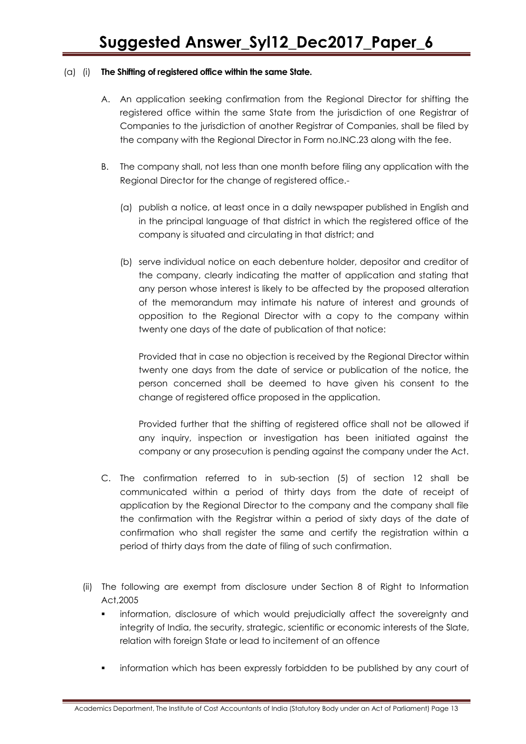(a) (i) **The Shifting of registered office within the same State.**

A. An application seeking confirmation from the Regional Director for shifting the registered office within the same State from the jurisdiction of one Registrar of Companies to the jurisdiction of another Registrar of Companies, shall be filed by the company with the Regional Director in Form no.INC.23 along with the fee.

B. The company shall, not less than one month before filing any application with the Regional Director for the change of registered office.-

(a) publish a notice, at least once in a daily newspaper published in English and in the principal language of that district in which the registered office of the company is situated and circulating in that district; and

(b) serve individual notice on each debenture holder, depositor and creditor of the company, clearly indicating the matter of application and stating that any person whose interest is likely to be affected by the proposed alteration of the memorandum may intimate his nature of interest and grounds of opposition to the Regional Director with a copy to the company within twenty one days of the date of publication of that notice:

Provided that in case no objection is received by the Regional Director within twenty one days from the date of service or publication of the notice, the person concerned shall be deemed to have given his consent to the change of registered office proposed in the application.

Provided further that the shifting of registered office shall not be allowed if any inquiry, inspection or investigation has been initiated against the company or any prosecution is pending against the company under the Act.

C. The confirmation referred to in sub-section (5) of section 12 shall be communicated within a period of thirty days from the date of receipt of application by the Regional Director to the company and the company shall file the confirmation with the Registrar within a period of sixty days of the date of confirmation who shall register the same and certify the registration within a period of thirty days from the date of filing of such confirmation.

(ii) The following are exempt from disclosure under Section 8 of Right to Information Act,2005

- information, disclosure of which would prejudicially affect the sovereignty and integrity of India, the security, strategic, scientific or economic interests of the Slate, relation with foreign State or lead to incitement of an offence
- information which has been expressly forbidden to be published by any court of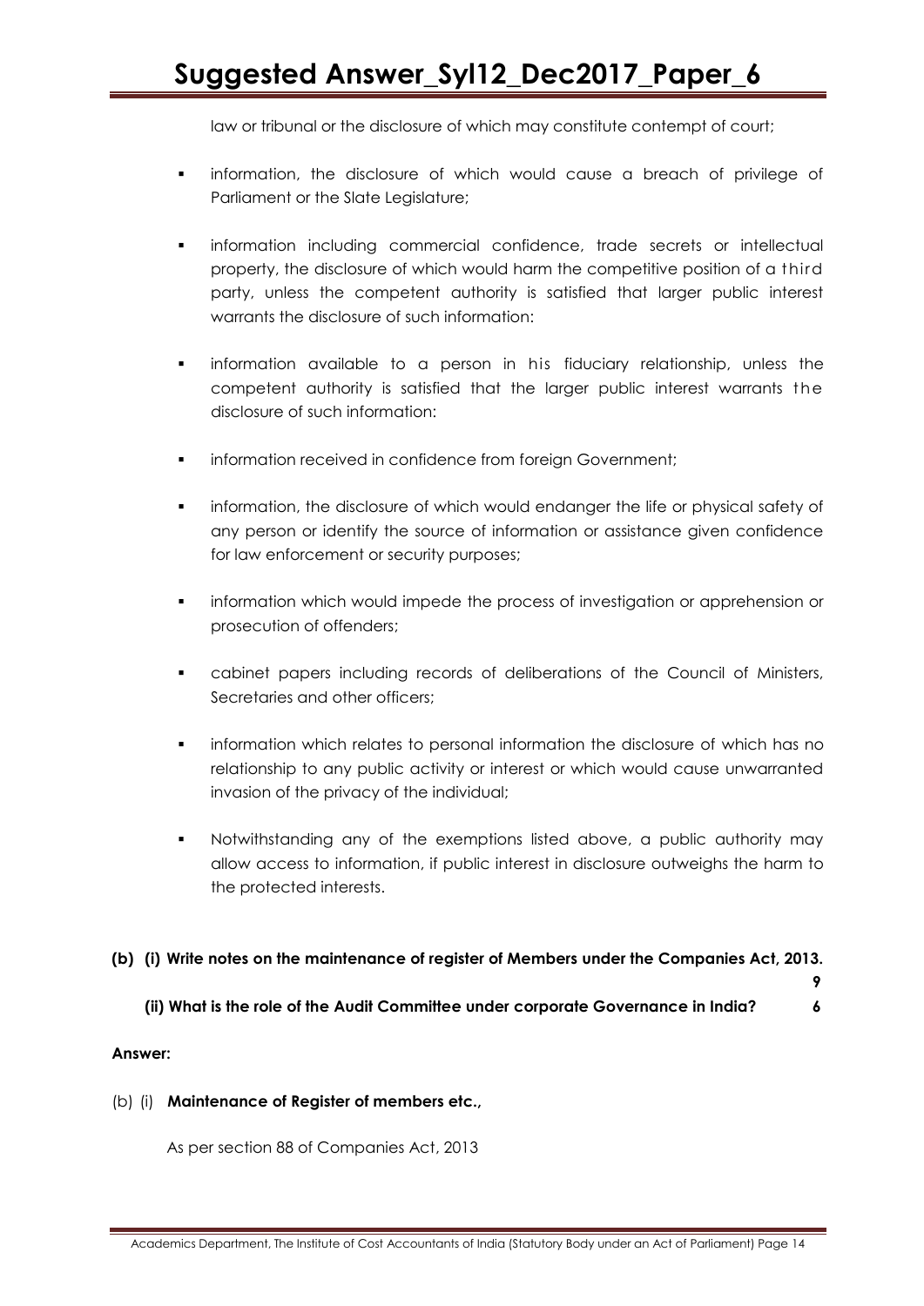law or tribunal or the disclosure of which may constitute contempt of court;

- information, the disclosure of which would cause a breach of privilege of Parliament or the Slate Legislature;
- information including commercial confidence, trade secrets or intellectual property, the disclosure of which would harm the competitive position of a third party, unless the competent authority is satisfied that larger public interest warrants the disclosure of such information:
- information available to a person in his fiduciary relationship, unless the competent authority is satisfied that the larger public interest warrants the disclosure of such information:
- information received in confidence from foreign Government;
- information, the disclosure of which would endanger the life or physical safety of any person or identify the source of information or assistance given confidence for law enforcement or security purposes;
- information which would impede the process of investigation or apprehension or prosecution of offenders;
- cabinet papers including records of deliberations of the Council of Ministers, Secretaries and other officers;
- information which relates to personal information the disclosure of which has no relationship to any public activity or interest or which would cause unwarranted invasion of the privacy of the individual;
- Notwithstanding any of the exemptions listed above, a public authority may allow access to information, if public interest in disclosure outweighs the harm to the protected interests.

**(b) (i) Write notes on the maintenance of register of Members under the Companies Act, 2013. 9**

**(ii) What is the role of the Audit Committee under corporate Governance in India? 6**

**Answer:**

(b) (i) **Maintenance of Register of members etc.,**

As per section 88 of Companies Act, 2013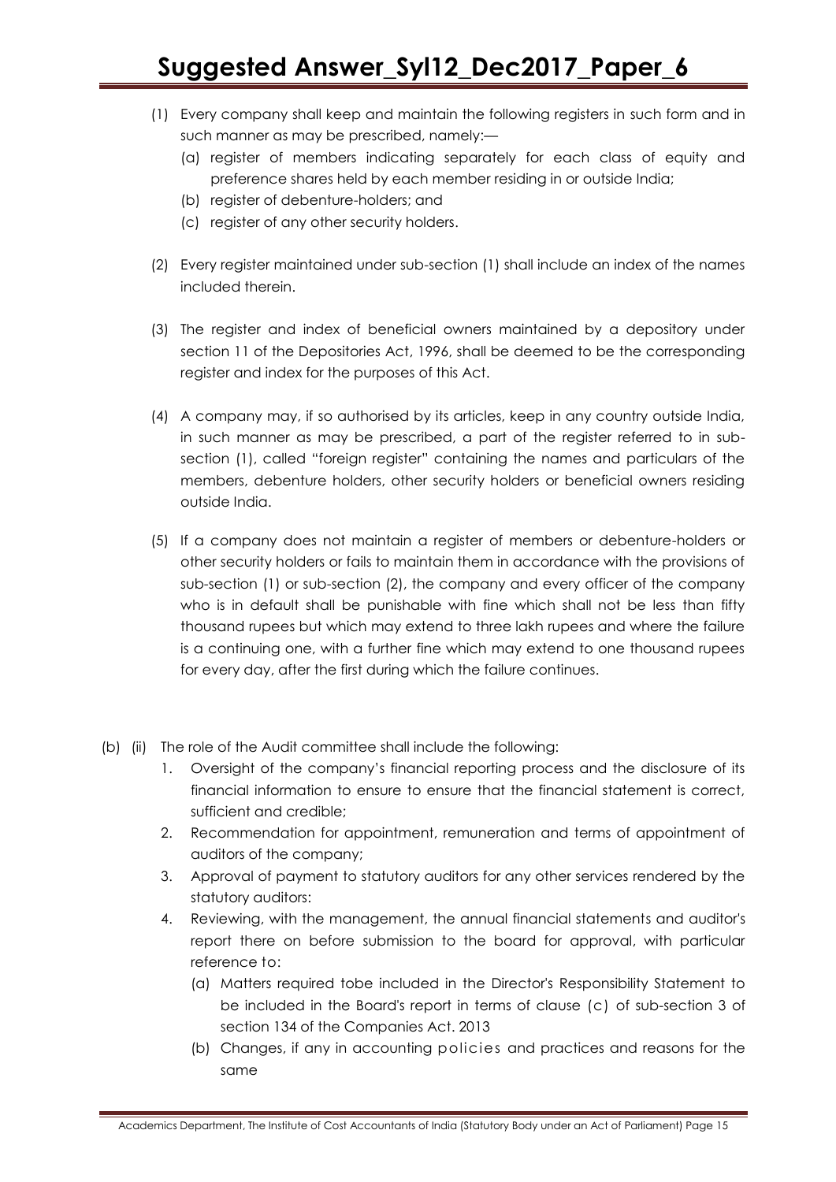(1) Every company shall keep and maintain the following registers in such form and in such manner as may be prescribed, namely:—

   (a) register of members indicating separately for each class of equity and preference shares held by each member residing in or outside India;

   (b) register of debenture-holders; and

   (c) register of any other security holders.

(2) Every register maintained under sub-section (1) shall include an index of the names included therein.

(3) The register and index of beneficial owners maintained by a depository under section 11 of the Depositories Act, 1996, shall be deemed to be the corresponding register and index for the purposes of this Act.

(4) A company may, if so authorised by its articles, keep in any country outside India, in such manner as may be prescribed, a part of the register referred to in sub-section (1), called "foreign register" containing the names and particulars of the members, debenture holders, other security holders or beneficial owners residing outside India.

(5) If a company does not maintain a register of members or debenture-holders or other security holders or fails to maintain them in accordance with the provisions of sub-section (1) or sub-section (2), the company and every officer of the company who is in default shall be punishable with fine which shall not be less than fifty thousand rupees but which may extend to three lakh rupees and where the failure is a continuing one, with a further fine which may extend to one thousand rupees for every day, after the first during which the failure continues.

(b) (ii) The role of the Audit committee shall include the following:

1. Oversight of the company's financial reporting process and the disclosure of its financial information to ensure to ensure that the financial statement is correct, sufficient and credible;
2. Recommendation for appointment, remuneration and terms of appointment of auditors of the company;
3. Approval of payment to statutory auditors for any other services rendered by the statutory auditors:
4. Reviewing, with the management, the annual financial statements and auditor's report there on before submission to the board for approval, with particular reference to:
   (a) Matters required tobe included in the Director's Responsibility Statement to be included in the Board's report in terms of clause (c) of sub-section 3 of section 134 of the Companies Act. 2013
   (b) Changes, if any in accounting policies and practices and reasons for the same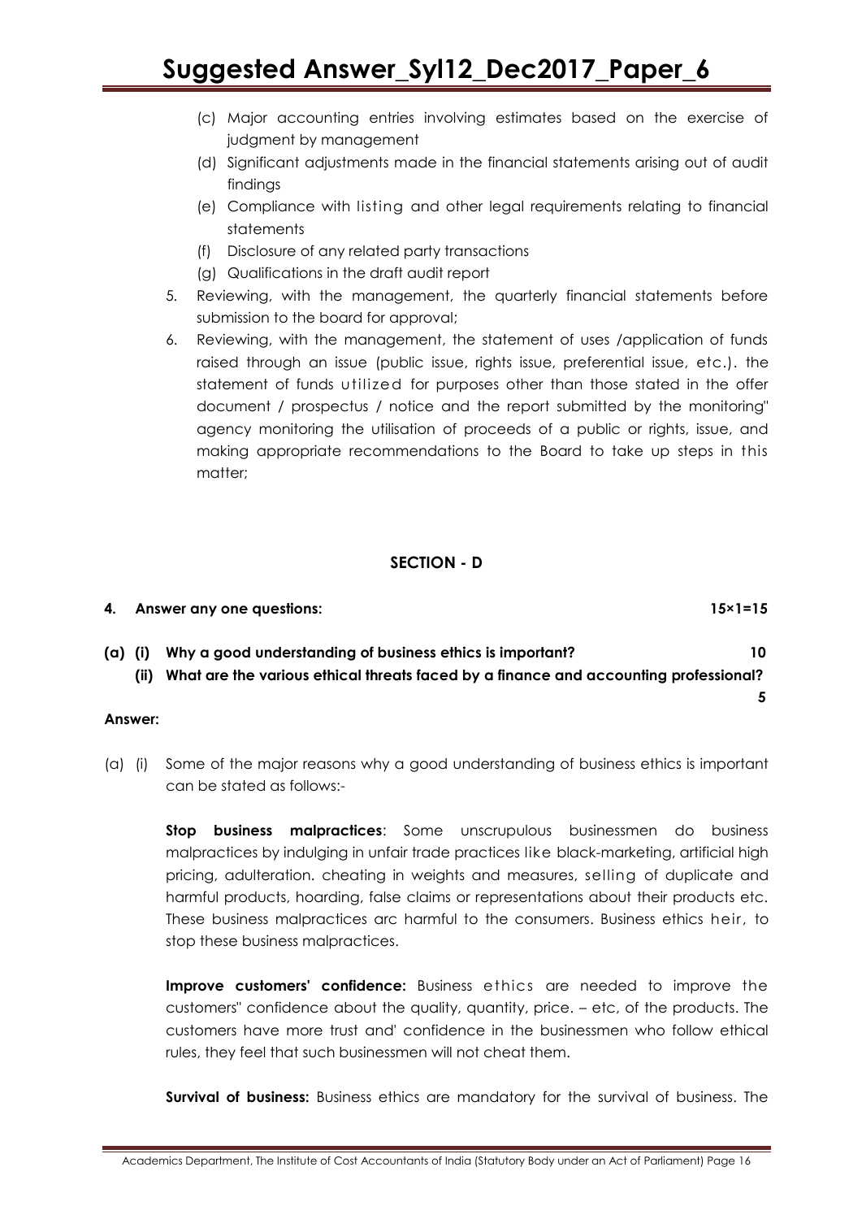(c) Major accounting entries involving estimates based on the exercise of judgment by management
(d) Significant adjustments made in the financial statements arising out of audit findings
(e) Compliance with listing and other legal requirements relating to financial statements
(f) Disclosure of any related party transactions
(g) Qualifications in the draft audit report

5. Reviewing, with the management, the quarterly financial statements before submission to the board for approval;
6. Reviewing, with the management, the statement of uses /application of funds raised through an issue (public issue, rights issue, preferential issue, etc.). the statement of funds utilized for purposes other than those stated in the offer document / prospectus / notice and the report submitted by the monitoring" agency monitoring the utilisation of proceeds of a public or rights, issue, and making appropriate recommendations to the Board to take up steps in this matter;

## SECTION - D

**4. Answer any one questions: 15×1=15**

**(a) (i) Why a good understanding of business ethics is important? 10**

**(ii) What are the various ethical threats faced by a finance and accounting professional? 5**

**Answer:**

(a) (i) Some of the major reasons why a good understanding of business ethics is important can be stated as follows:-

**Stop business malpractices**: Some unscrupulous businessmen do business malpractices by indulging in unfair trade practices like black-marketing, artificial high pricing, adulteration. cheating in weights and measures, selling of duplicate and harmful products, hoarding, false claims or representations about their products etc. These business malpractices arc harmful to the consumers. Business ethics heir, to stop these business malpractices.

**Improve customers' confidence:** Business ethics are needed to improve the customers" confidence about the quality, quantity, price. – etc, of the products. The customers have more trust and' confidence in the businessmen who follow ethical rules, they feel that such businessmen will not cheat them.

**Survival of business:** Business ethics are mandatory for the survival of business. The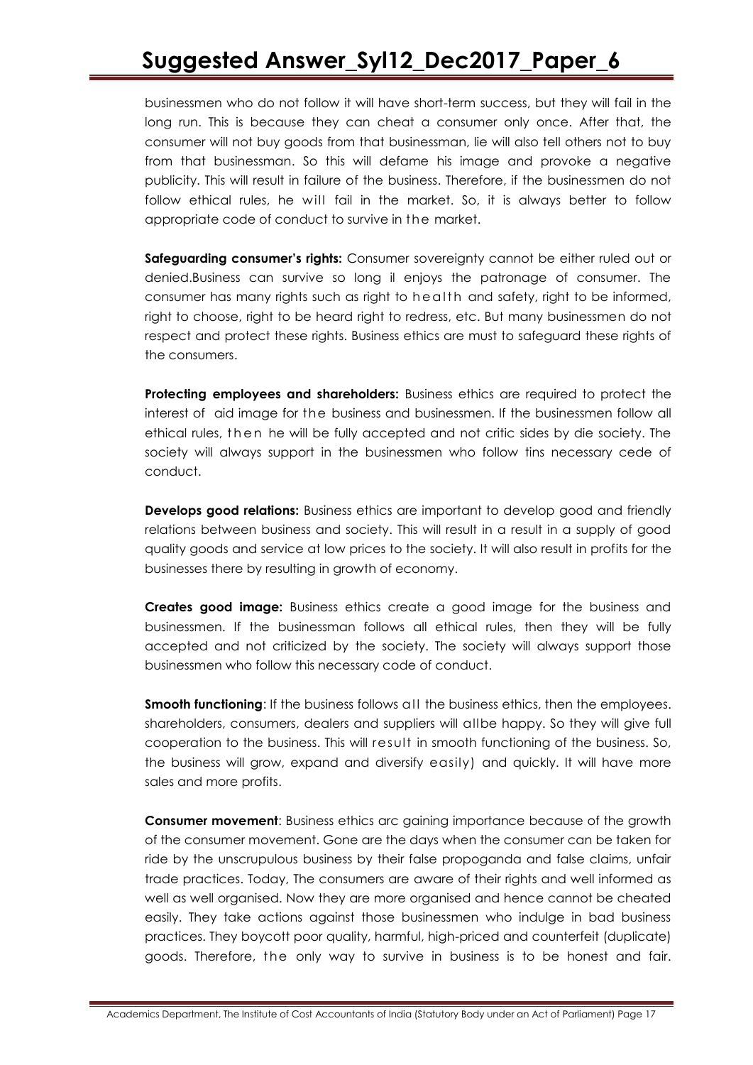businessmen who do not follow it will have short-term success, but they will fail in the long run. This is because they can cheat a consumer only once. After that, the consumer will not buy goods from that businessman, lie will also tell others not to buy from that businessman. So this will defame his image and provoke a negative publicity. This will result in failure of the business. Therefore, if the businessmen do not follow ethical rules, he will fail in the market. So, it is always better to follow appropriate code of conduct to survive in the market.

**Safeguarding consumer's rights:** Consumer sovereignty cannot be either ruled out or denied.Business can survive so long il enjoys the patronage of consumer. The consumer has many rights such as right to health and safety, right to be informed, right to choose, right to be heard right to redress, etc. But many businessmen do not respect and protect these rights. Business ethics are must to safeguard these rights of the consumers.

**Protecting employees and shareholders:** Business ethics are required to protect the interest of aid image for the business and businessmen. If the businessmen follow all ethical rules, then he will be fully accepted and not critic sides by die society. The society will always support in the businessmen who follow tins necessary cede of conduct.

**Develops good relations:** Business ethics are important to develop good and friendly relations between business and society. This will result in a result in a supply of good quality goods and service at low prices to the society. It will also result in profits for the businesses there by resulting in growth of economy.

**Creates good image:** Business ethics create a good image for the business and businessmen. If the businessman follows all ethical rules, then they will be fully accepted and not criticized by the society. The society will always support those businessmen who follow this necessary code of conduct.

**Smooth functioning**: If the business follows all the business ethics, then the employees. shareholders, consumers, dealers and suppliers will allbe happy. So they will give full cooperation to the business. This will result in smooth functioning of the business. So, the business will grow, expand and diversify easily) and quickly. It will have more sales and more profits.

**Consumer movement**: Business ethics arc gaining importance because of the growth of the consumer movement. Gone are the days when the consumer can be taken for ride by the unscrupulous business by their false propoganda and false claims, unfair trade practices. Today, The consumers are aware of their rights and well informed as well as well organised. Now they are more organised and hence cannot be cheated easily. They take actions against those businessmen who indulge in bad business practices. They boycott poor quality, harmful, high-priced and counterfeit (duplicate) goods. Therefore, the only way to survive in business is to be honest and fair.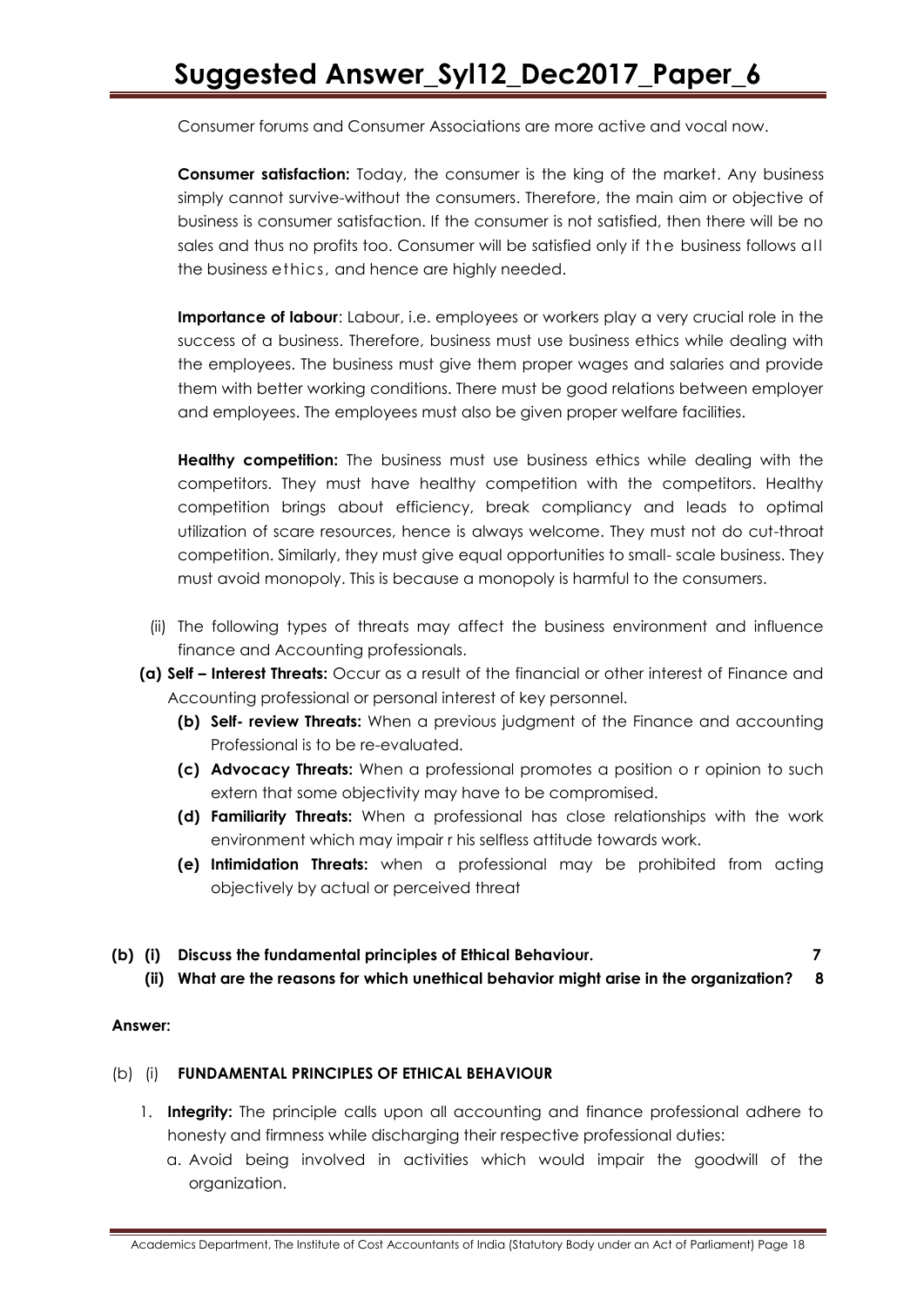Consumer forums and Consumer Associations are more active and vocal now.

**Consumer satisfaction:** Today, the consumer is the king of the market. Any business simply cannot survive-without the consumers. Therefore, the main aim or objective of business is consumer satisfaction. If the consumer is not satisfied, then there will be no sales and thus no profits too. Consumer will be satisfied only if the business follows all the business ethics, and hence are highly needed.

**Importance of labour**: Labour, i.e. employees or workers play a very crucial role in the success of a business. Therefore, business must use business ethics while dealing with the employees. The business must give them proper wages and salaries and provide them with better working conditions. There must be good relations between employer and employees. The employees must also be given proper welfare facilities.

**Healthy competition:** The business must use business ethics while dealing with the competitors. They must have healthy competition with the competitors. Healthy competition brings about efficiency, break compliancy and leads to optimal utilization of scare resources, hence is always welcome. They must not do cut-throat competition. Similarly, they must give equal opportunities to small- scale business. They must avoid monopoly. This is because a monopoly is harmful to the consumers.

(ii) The following types of threats may affect the business environment and influence finance and Accounting professionals.

**(a) Self – Interest Threats:** Occur as a result of the financial or other interest of Finance and Accounting professional or personal interest of key personnel.

**(b) Self- review Threats:** When a previous judgment of the Finance and accounting Professional is to be re-evaluated.

**(c) Advocacy Threats:** When a professional promotes a position o r opinion to such extern that some objectivity may have to be compromised.

**(d) Familiarity Threats:** When a professional has close relationships with the work environment which may impair r his selfless attitude towards work.

**(e) Intimidation Threats:** when a professional may be prohibited from acting objectively by actual or perceived threat

**(b) (i) Discuss the fundamental principles of Ethical Behaviour. 7**

**(ii) What are the reasons for which unethical behavior might arise in the organization? 8**

**Answer:**

(b) (i) **FUNDAMENTAL PRINCIPLES OF ETHICAL BEHAVIOUR**

1. **Integrity:** The principle calls upon all accounting and finance professional adhere to honesty and firmness while discharging their respective professional duties:
   a. Avoid being involved in activities which would impair the goodwill of the organization.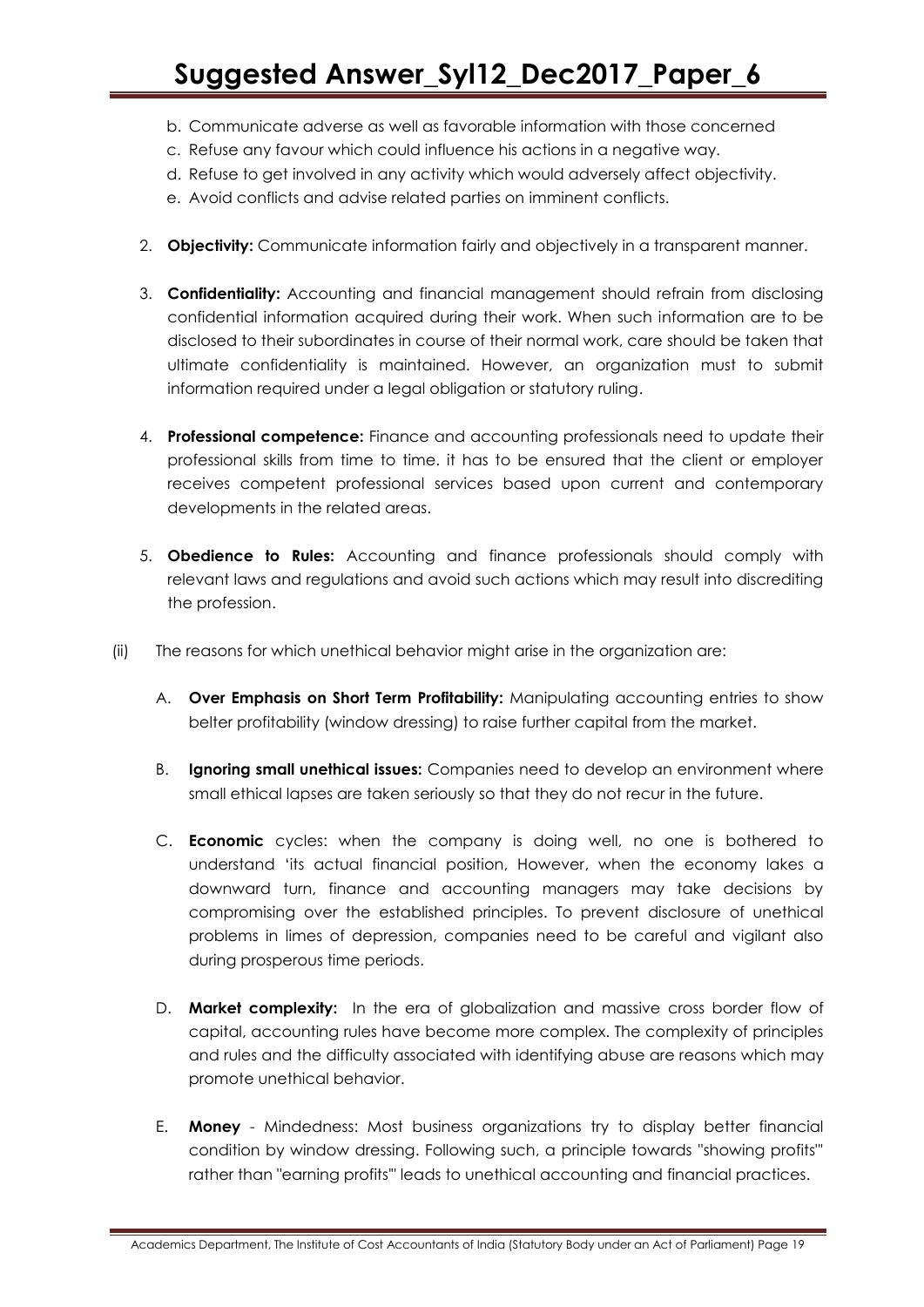b. Communicate adverse as well as favorable information with those concerned
c. Refuse any favour which could influence his actions in a negative way.
d. Refuse to get involved in any activity which would adversely affect objectivity.
e. Avoid conflicts and advise related parties on imminent conflicts.

2. **Objectivity:** Communicate information fairly and objectively in a transparent manner.

3. **Confidentiality:** Accounting and financial management should refrain from disclosing confidential information acquired during their work. When such information are to be disclosed to their subordinates in course of their normal work, care should be taken that ultimate confidentiality is maintained. However, an organization must to submit information required under a legal obligation or statutory ruling.

4. **Professional competence:** Finance and accounting professionals need to update their professional skills from time to time. it has to be ensured that the client or employer receives competent professional services based upon current and contemporary developments in the related areas.

5. **Obedience to Rules:** Accounting and finance professionals should comply with relevant laws and regulations and avoid such actions which may result into discrediting the profession.

(ii) The reasons for which unethical behavior might arise in the organization are:

A. **Over Emphasis on Short Term Profitability:** Manipulating accounting entries to show belter profitability (window dressing) to raise further capital from the market.

B. **Ignoring small unethical issues:** Companies need to develop an environment where small ethical lapses are taken seriously so that they do not recur in the future.

C. **Economic** cycles: when the company is doing well, no one is bothered to understand 'its actual financial position, However, when the economy lakes a downward turn, finance and accounting managers may take decisions by compromising over the established principles. To prevent disclosure of unethical problems in limes of depression, companies need to be careful and vigilant also during prosperous time periods.

D. **Market complexity:** In the era of globalization and massive cross border flow of capital, accounting rules have become more complex. The complexity of principles and rules and the difficulty associated with identifying abuse are reasons which may promote unethical behavior.

E. **Money** - Mindedness: Most business organizations try to display better financial condition by window dressing. Following such, a principle towards "showing profits"' rather than "earning profits"' leads to unethical accounting and financial practices.